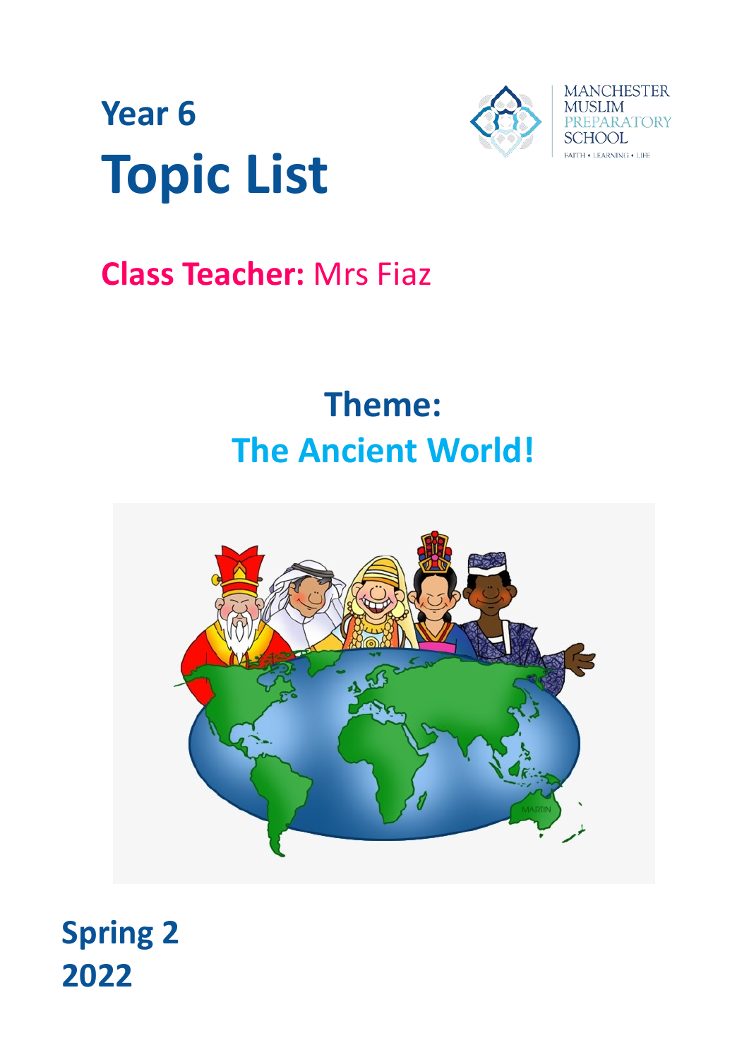# Year 6
# Topic List

MANCHESTER MUSLIM PREPARATORY SCHOOL

FAITH • LEARNING • LIFE

**Class Teacher:** Mrs Fiaz

## Theme:
## The Ancient World!

**Spring 2**
**2022**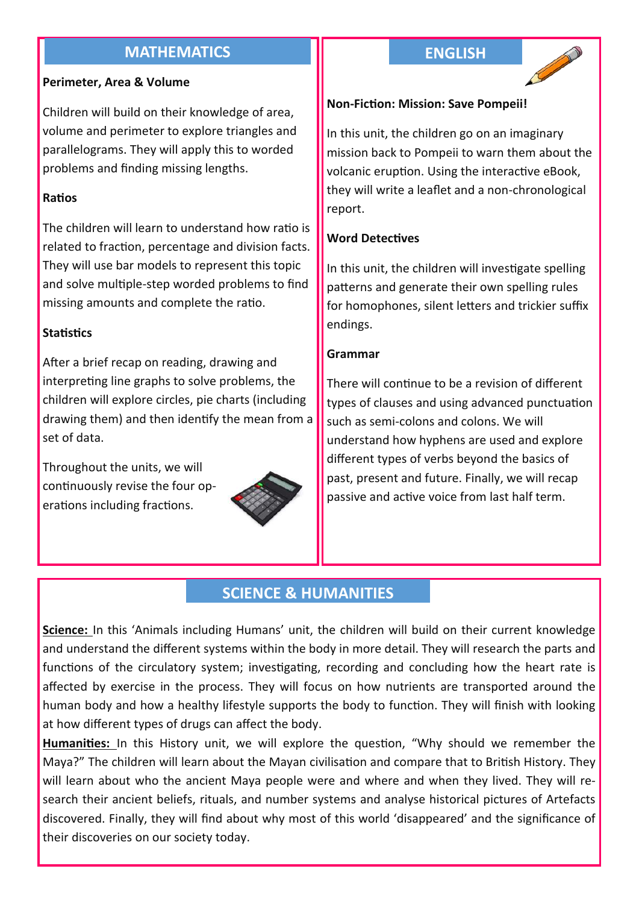## MATHEMATICS

**Perimeter, Area & Volume**

Children will build on their knowledge of area, volume and perimeter to explore triangles and parallelograms. They will apply this to worded problems and finding missing lengths.

**Ratios**

The children will learn to understand how ratio is related to fraction, percentage and division facts. They will use bar models to represent this topic and solve multiple-step worded problems to find missing amounts and complete the ratio.

**Statistics**

After a brief recap on reading, drawing and interpreting line graphs to solve problems, the children will explore circles, pie charts (including drawing them) and then identify the mean from a set of data.

Throughout the units, we will continuously revise the four operations including fractions.

## ENGLISH

**Non-Fiction: Mission: Save Pompeii!**

In this unit, the children go on an imaginary mission back to Pompeii to warn them about the volcanic eruption. Using the interactive eBook, they will write a leaflet and a non-chronological report.

**Word Detectives**

In this unit, the children will investigate spelling patterns and generate their own spelling rules for homophones, silent letters and trickier suffix endings.

**Grammar**

There will continue to be a revision of different types of clauses and using advanced punctuation such as semi-colons and colons. We will understand how hyphens are used and explore different types of verbs beyond the basics of past, present and future. Finally, we will recap passive and active voice from last half term.

## SCIENCE & HUMANITIES

**Science:** In this 'Animals including Humans' unit, the children will build on their current knowledge and understand the different systems within the body in more detail. They will research the parts and functions of the circulatory system; investigating, recording and concluding how the heart rate is affected by exercise in the process. They will focus on how nutrients are transported around the human body and how a healthy lifestyle supports the body to function. They will finish with looking at how different types of drugs can affect the body.

**Humanities:** In this History unit, we will explore the question, "Why should we remember the Maya?" The children will learn about the Mayan civilisation and compare that to British History. They will learn about who the ancient Maya people were and where and when they lived. They will research their ancient beliefs, rituals, and number systems and analyse historical pictures of Artefacts discovered. Finally, they will find about why most of this world 'disappeared' and the significance of their discoveries on our society today.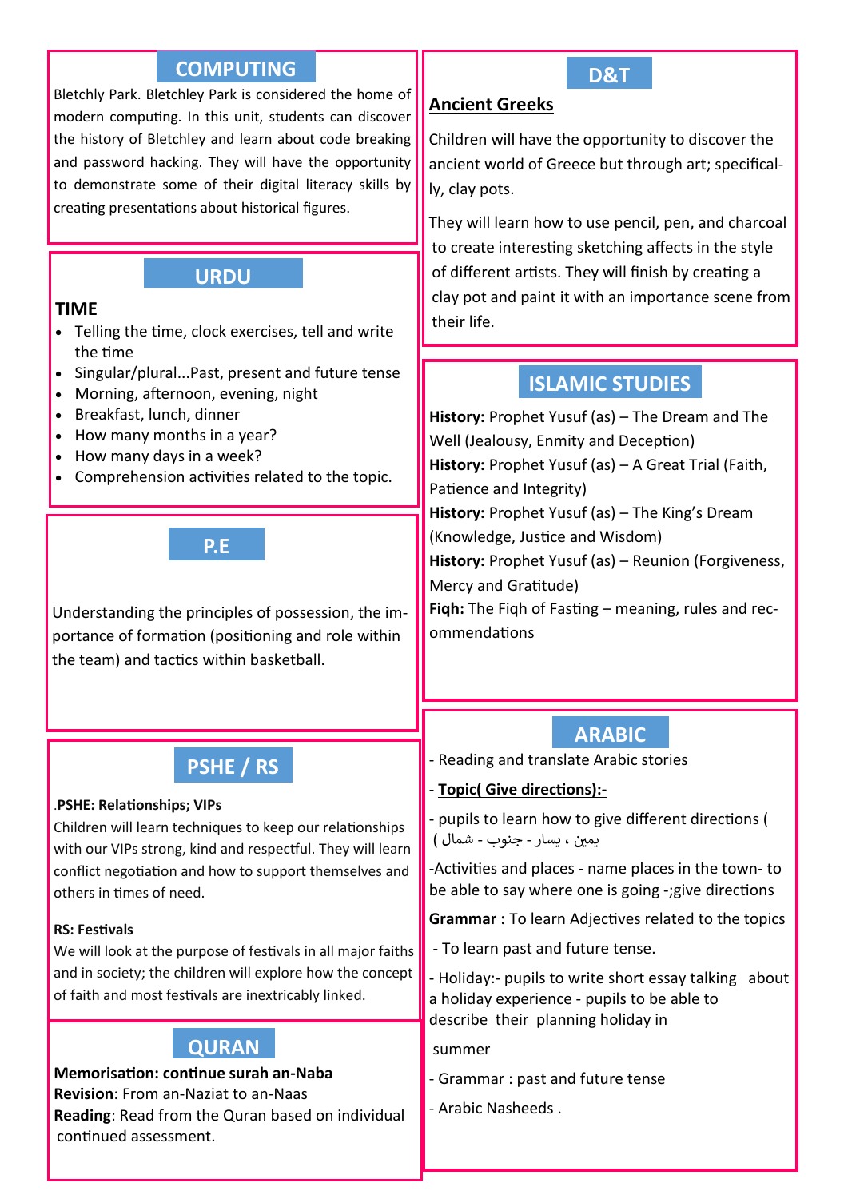## COMPUTING

Bletchly Park. Bletchley Park is considered the home of modern computing. In this unit, students can discover the history of Bletchley and learn about code breaking and password hacking. They will have the opportunity to demonstrate some of their digital literacy skills by creating presentations about historical figures.

## URDU

**TIME**

- Telling the time, clock exercises, tell and write the time
- Singular/plural...Past, present and future tense
- Morning, afternoon, evening, night
- Breakfast, lunch, dinner
- How many months in a year?
- How many days in a week?
- Comprehension activities related to the topic.

## P.E

Understanding the principles of possession, the importance of formation (positioning and role within the team) and tactics within basketball.

## PSHE / RS

.**PSHE: Relationships; VIPs**

Children will learn techniques to keep our relationships with our VIPs strong, kind and respectful. They will learn conflict negotiation and how to support themselves and others in times of need.

**RS: Festivals**

We will look at the purpose of festivals in all major faiths and in society; the children will explore how the concept of faith and most festivals are inextricably linked.

## QURAN

**Memorisation: continue surah an-Naba**

**Revision**: From an-Naziat to an-Naas

**Reading**: Read from the Quran based on individual continued assessment.

## D&T

**Ancient Greeks**

Children will have the opportunity to discover the ancient world of Greece but through art; specifically, clay pots.

They will learn how to use pencil, pen, and charcoal to create interesting sketching affects in the style of different artists. They will finish by creating a clay pot and paint it with an importance scene from their life.

## ISLAMIC STUDIES

**History:** Prophet Yusuf (as) – The Dream and The Well (Jealousy, Enmity and Deception)

**History:** Prophet Yusuf (as) – A Great Trial (Faith, Patience and Integrity)

**History:** Prophet Yusuf (as) – The King's Dream (Knowledge, Justice and Wisdom)

**History:** Prophet Yusuf (as) – Reunion (Forgiveness, Mercy and Gratitude)

**Fiqh:** The Fiqh of Fasting – meaning, rules and recommendations

## ARABIC

- Reading and translate Arabic stories

- **Topic( Give directions):-**

- pupils to learn how to give different directions ( يمين ، يسار - جنوب - شمال )

-Activities and places - name places in the town- to be able to say where one is going -;give directions

**Grammar :** To learn Adjectives related to the topics

- To learn past and future tense.

- Holiday:- pupils to write short essay talking about a holiday experience - pupils to be able to describe their planning holiday in summer

- Grammar : past and future tense

- Arabic Nasheeds .